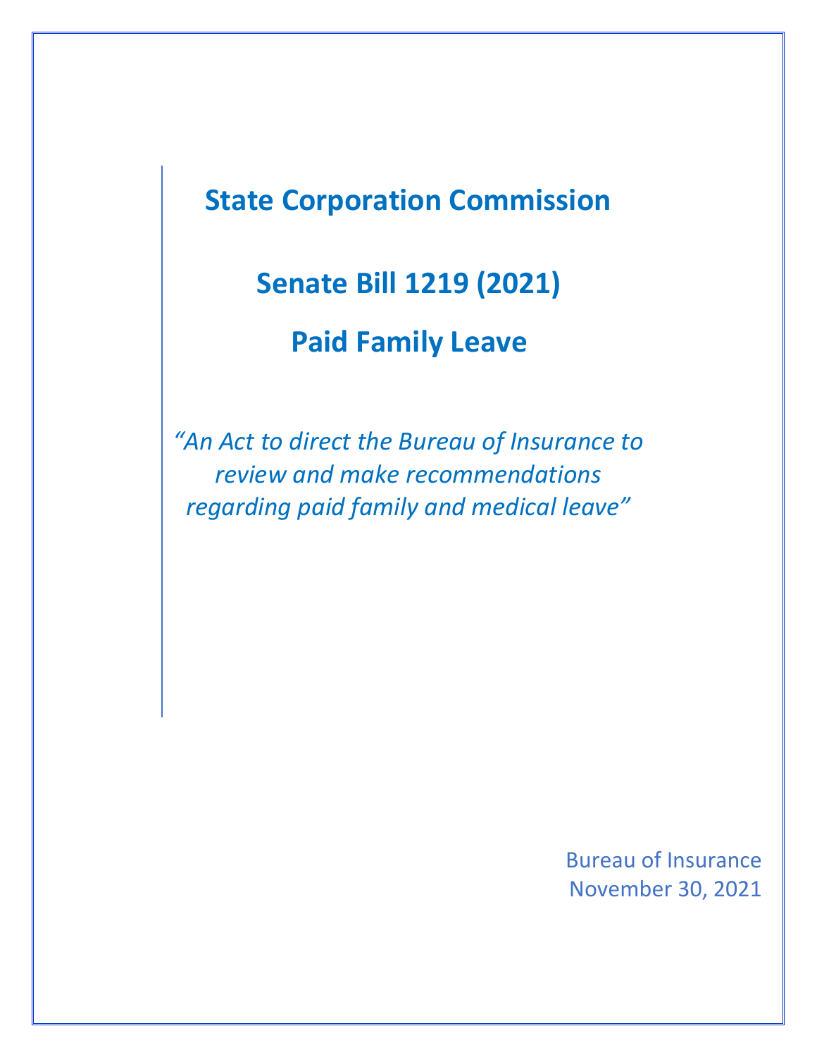# State Corporation Commission

## Senate Bill 1219 (2021)

## Paid Family Leave

*"An Act to direct the Bureau of Insurance to review and make recommendations regarding paid family and medical leave"*

Bureau of Insurance
November 30, 2021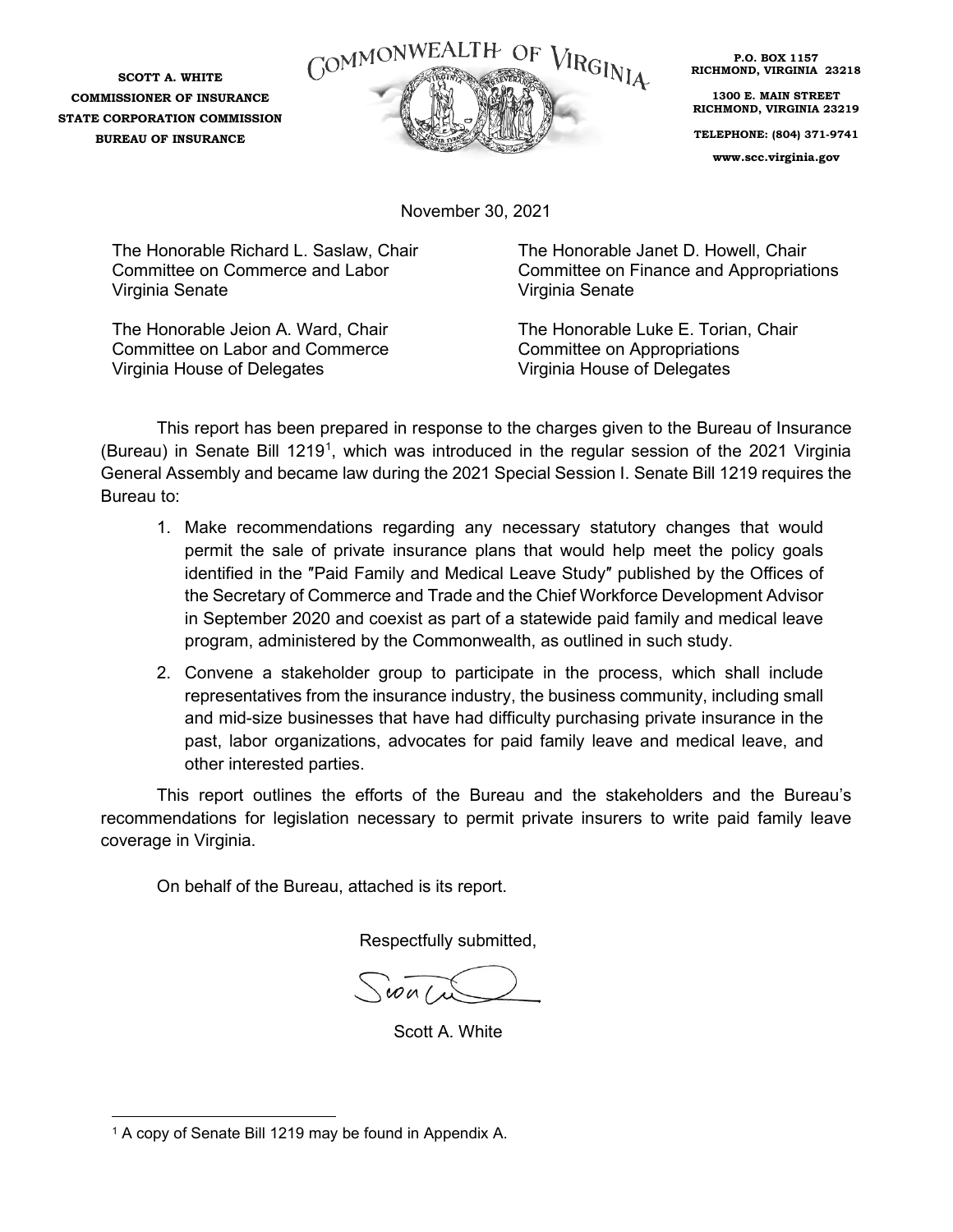**SCOTT A. WHITE**
**COMMISSIONER OF INSURANCE**
**STATE CORPORATION COMMISSION**
**BUREAU OF INSURANCE**

COMMONWEALTH OF VIRGINIA

**P.O. BOX 1157**
**RICHMOND, VIRGINIA 23218**

**1300 E. MAIN STREET**
**RICHMOND, VIRGINIA 23219**

**TELEPHONE: (804) 371-9741**

**www.scc.virginia.gov**

November 30, 2021

The Honorable Richard L. Saslaw, Chair
Committee on Commerce and Labor
Virginia Senate

The Honorable Janet D. Howell, Chair
Committee on Finance and Appropriations
Virginia Senate

The Honorable Jeion A. Ward, Chair
Committee on Labor and Commerce
Virginia House of Delegates

The Honorable Luke E. Torian, Chair
Committee on Appropriations
Virginia House of Delegates

This report has been prepared in response to the charges given to the Bureau of Insurance (Bureau) in Senate Bill 1219[1], which was introduced in the regular session of the 2021 Virginia General Assembly and became law during the 2021 Special Session I. Senate Bill 1219 requires the Bureau to:

1. Make recommendations regarding any necessary statutory changes that would permit the sale of private insurance plans that would help meet the policy goals identified in the ″Paid Family and Medical Leave Study″ published by the Offices of the Secretary of Commerce and Trade and the Chief Workforce Development Advisor in September 2020 and coexist as part of a statewide paid family and medical leave program, administered by the Commonwealth, as outlined in such study.
2. Convene a stakeholder group to participate in the process, which shall include representatives from the insurance industry, the business community, including small and mid-size businesses that have had difficulty purchasing private insurance in the past, labor organizations, advocates for paid family leave and medical leave, and other interested parties.

This report outlines the efforts of the Bureau and the stakeholders and the Bureau's recommendations for legislation necessary to permit private insurers to write paid family leave coverage in Virginia.

On behalf of the Bureau, attached is its report.

Respectfully submitted,

Scott A. White

[1] A copy of Senate Bill 1219 may be found in Appendix A.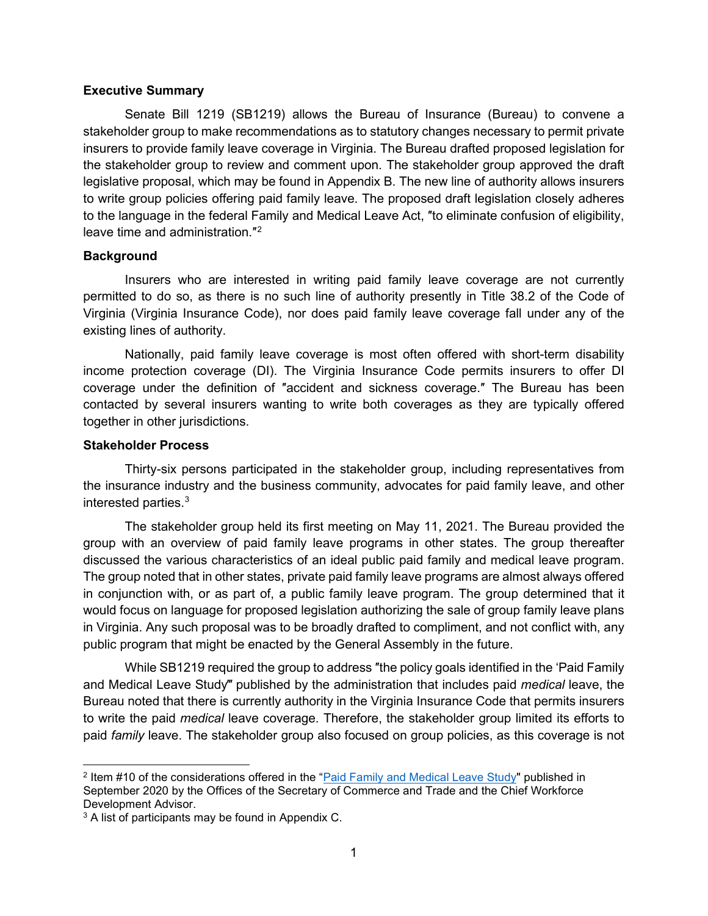**Executive Summary**

Senate Bill 1219 (SB1219) allows the Bureau of Insurance (Bureau) to convene a stakeholder group to make recommendations as to statutory changes necessary to permit private insurers to provide family leave coverage in Virginia. The Bureau drafted proposed legislation for the stakeholder group to review and comment upon. The stakeholder group approved the draft legislative proposal, which may be found in Appendix B. The new line of authority allows insurers to write group policies offering paid family leave. The proposed draft legislation closely adheres to the language in the federal Family and Medical Leave Act, ″to eliminate confusion of eligibility, leave time and administration.″[2]

**Background**

Insurers who are interested in writing paid family leave coverage are not currently permitted to do so, as there is no such line of authority presently in Title 38.2 of the Code of Virginia (Virginia Insurance Code), nor does paid family leave coverage fall under any of the existing lines of authority.

Nationally, paid family leave coverage is most often offered with short-term disability income protection coverage (DI). The Virginia Insurance Code permits insurers to offer DI coverage under the definition of ″accident and sickness coverage.″ The Bureau has been contacted by several insurers wanting to write both coverages as they are typically offered together in other jurisdictions.

**Stakeholder Process**

Thirty-six persons participated in the stakeholder group, including representatives from the insurance industry and the business community, advocates for paid family leave, and other interested parties.[3]

The stakeholder group held its first meeting on May 11, 2021. The Bureau provided the group with an overview of paid family leave programs in other states. The group thereafter discussed the various characteristics of an ideal public paid family and medical leave program. The group noted that in other states, private paid family leave programs are almost always offered in conjunction with, or as part of, a public family leave program. The group determined that it would focus on language for proposed legislation authorizing the sale of group family leave plans in Virginia. Any such proposal was to be broadly drafted to compliment, and not conflict with, any public program that might be enacted by the General Assembly in the future.

While SB1219 required the group to address ″the policy goals identified in the 'Paid Family and Medical Leave Study'″ published by the administration that includes paid *medical* leave, the Bureau noted that there is currently authority in the Virginia Insurance Code that permits insurers to write the paid *medical* leave coverage. Therefore, the stakeholder group limited its efforts to paid *family* leave. The stakeholder group also focused on group policies, as this coverage is not

---

[2] Item #10 of the considerations offered in the "Paid Family and Medical Leave Study" published in September 2020 by the Offices of the Secretary of Commerce and Trade and the Chief Workforce Development Advisor.

[3] A list of participants may be found in Appendix C.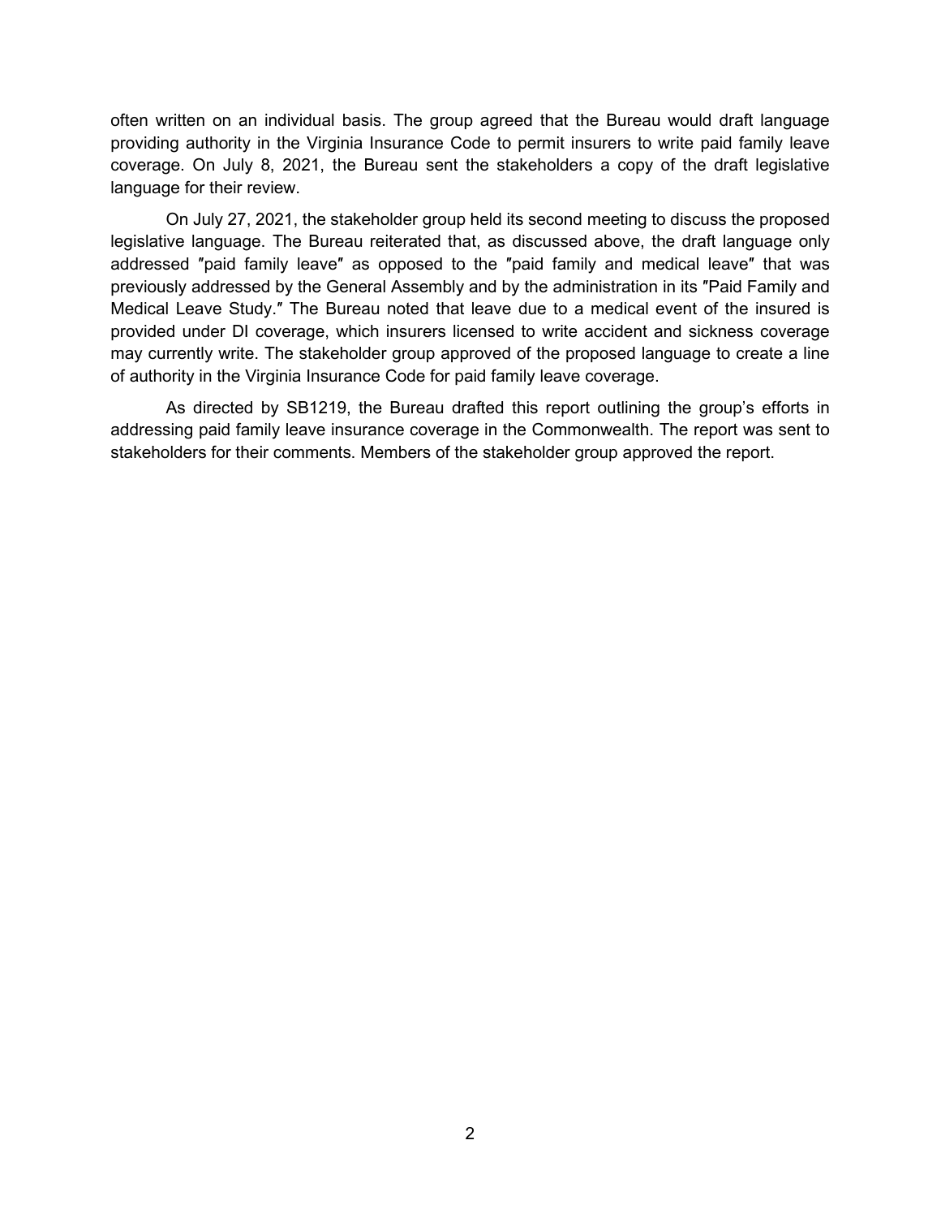often written on an individual basis. The group agreed that the Bureau would draft language providing authority in the Virginia Insurance Code to permit insurers to write paid family leave coverage. On July 8, 2021, the Bureau sent the stakeholders a copy of the draft legislative language for their review.

On July 27, 2021, the stakeholder group held its second meeting to discuss the proposed legislative language. The Bureau reiterated that, as discussed above, the draft language only addressed ″paid family leave″ as opposed to the ″paid family and medical leave″ that was previously addressed by the General Assembly and by the administration in its ″Paid Family and Medical Leave Study.″ The Bureau noted that leave due to a medical event of the insured is provided under DI coverage, which insurers licensed to write accident and sickness coverage may currently write. The stakeholder group approved of the proposed language to create a line of authority in the Virginia Insurance Code for paid family leave coverage.

As directed by SB1219, the Bureau drafted this report outlining the group's efforts in addressing paid family leave insurance coverage in the Commonwealth. The report was sent to stakeholders for their comments. Members of the stakeholder group approved the report.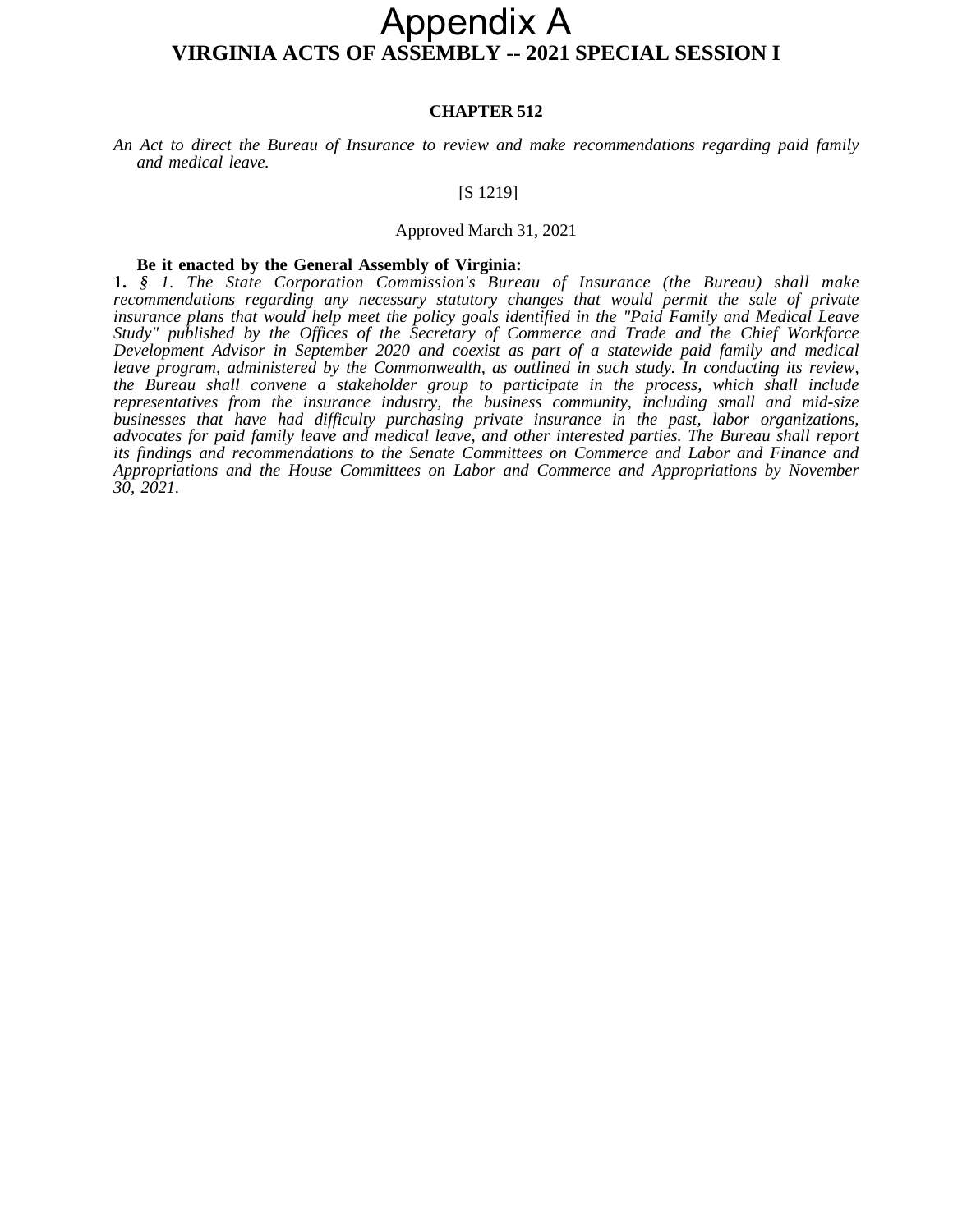# Appendix A

## VIRGINIA ACTS OF ASSEMBLY -- 2021 SPECIAL SESSION I

### CHAPTER 512

*An Act to direct the Bureau of Insurance to review and make recommendations regarding paid family and medical leave.*

[S 1219]

Approved March 31, 2021

**Be it enacted by the General Assembly of Virginia:**

**1.** *§ 1. The State Corporation Commission's Bureau of Insurance (the Bureau) shall make recommendations regarding any necessary statutory changes that would permit the sale of private insurance plans that would help meet the policy goals identified in the "Paid Family and Medical Leave Study" published by the Offices of the Secretary of Commerce and Trade and the Chief Workforce Development Advisor in September 2020 and coexist as part of a statewide paid family and medical leave program, administered by the Commonwealth, as outlined in such study. In conducting its review, the Bureau shall convene a stakeholder group to participate in the process, which shall include representatives from the insurance industry, the business community, including small and mid-size businesses that have had difficulty purchasing private insurance in the past, labor organizations, advocates for paid family leave and medical leave, and other interested parties. The Bureau shall report its findings and recommendations to the Senate Committees on Commerce and Labor and Finance and Appropriations and the House Committees on Labor and Commerce and Appropriations by November 30, 2021.*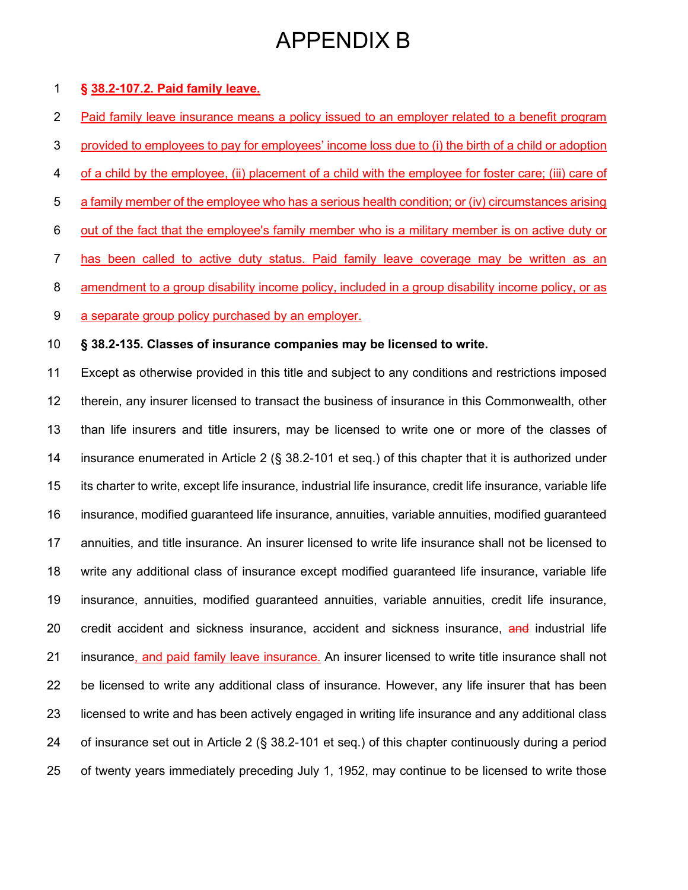# APPENDIX B

**§ 38.2-107.2. Paid family leave.**

Paid family leave insurance means a policy issued to an employer related to a benefit program provided to employees to pay for employees' income loss due to (i) the birth of a child or adoption of a child by the employee, (ii) placement of a child with the employee for foster care; (iii) care of a family member of the employee who has a serious health condition; or (iv) circumstances arising out of the fact that the employee's family member who is a military member is on active duty or has been called to active duty status. Paid family leave coverage may be written as an amendment to a group disability income policy, included in a group disability income policy, or as a separate group policy purchased by an employer.

**§ 38.2-135. Classes of insurance companies may be licensed to write.**

Except as otherwise provided in this title and subject to any conditions and restrictions imposed therein, any insurer licensed to transact the business of insurance in this Commonwealth, other than life insurers and title insurers, may be licensed to write one or more of the classes of insurance enumerated in Article 2 (§ 38.2-101 et seq.) of this chapter that it is authorized under its charter to write, except life insurance, industrial life insurance, credit life insurance, variable life insurance, modified guaranteed life insurance, annuities, variable annuities, modified guaranteed annuities, and title insurance. An insurer licensed to write life insurance shall not be licensed to write any additional class of insurance except modified guaranteed life insurance, variable life insurance, annuities, modified guaranteed annuities, variable annuities, credit life insurance, credit accident and sickness insurance, accident and sickness insurance, ~~and~~ industrial life insurance, and paid family leave insurance. An insurer licensed to write title insurance shall not be licensed to write any additional class of insurance. However, any life insurer that has been licensed to write and has been actively engaged in writing life insurance and any additional class of insurance set out in Article 2 (§ 38.2-101 et seq.) of this chapter continuously during a period of twenty years immediately preceding July 1, 1952, may continue to be licensed to write those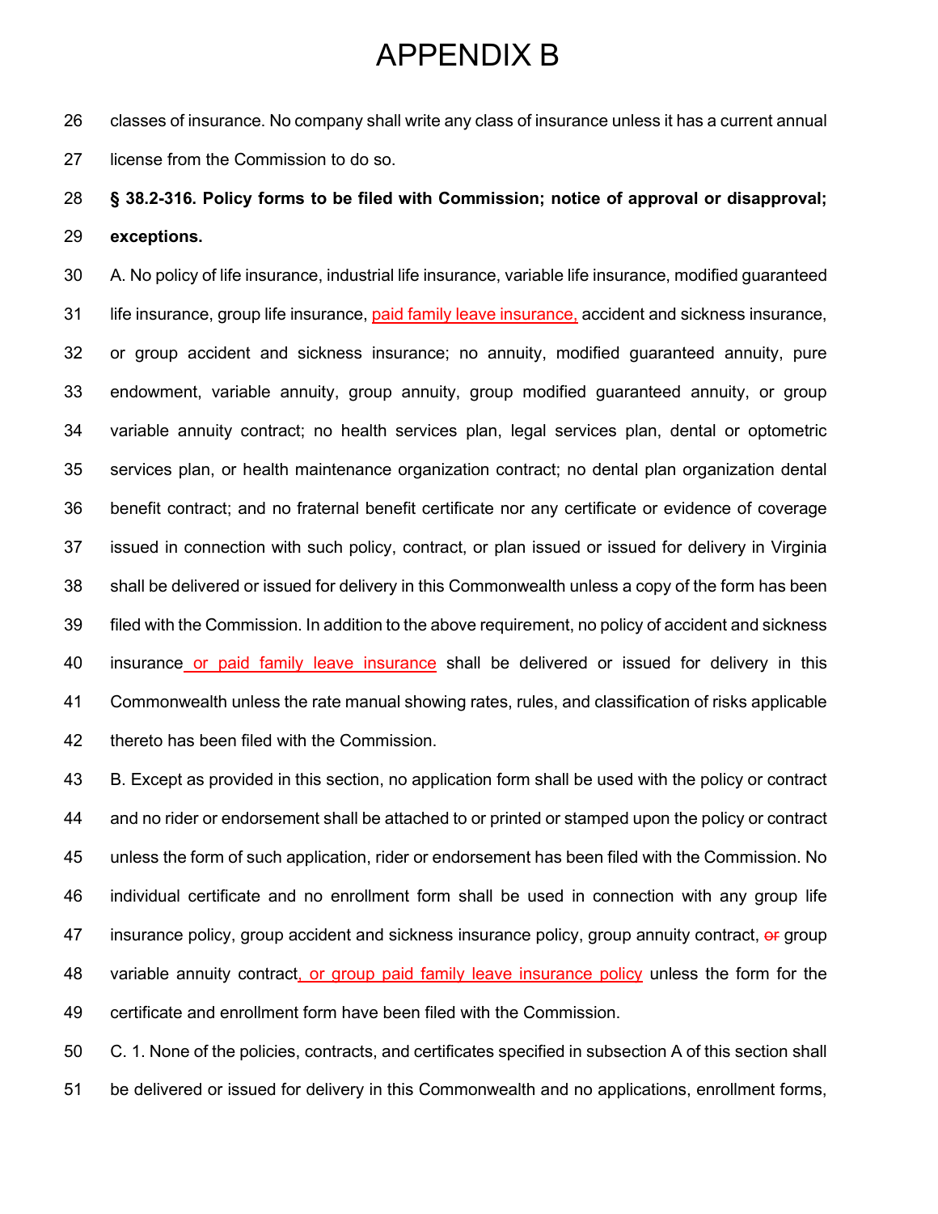# APPENDIX B

classes of insurance. No company shall write any class of insurance unless it has a current annual license from the Commission to do so.

**§ 38.2-316. Policy forms to be filed with Commission; notice of approval or disapproval; exceptions.**

A. No policy of life insurance, industrial life insurance, variable life insurance, modified guaranteed life insurance, group life insurance, <u>paid family leave insurance,</u> accident and sickness insurance, or group accident and sickness insurance; no annuity, modified guaranteed annuity, pure endowment, variable annuity, group annuity, group modified guaranteed annuity, or group variable annuity contract; no health services plan, legal services plan, dental or optometric services plan, or health maintenance organization contract; no dental plan organization dental benefit contract; and no fraternal benefit certificate nor any certificate or evidence of coverage issued in connection with such policy, contract, or plan issued or issued for delivery in Virginia shall be delivered or issued for delivery in this Commonwealth unless a copy of the form has been filed with the Commission. In addition to the above requirement, no policy of accident and sickness insurance<u> or paid family leave insurance</u> shall be delivered or issued for delivery in this Commonwealth unless the rate manual showing rates, rules, and classification of risks applicable thereto has been filed with the Commission.

B. Except as provided in this section, no application form shall be used with the policy or contract and no rider or endorsement shall be attached to or printed or stamped upon the policy or contract unless the form of such application, rider or endorsement has been filed with the Commission. No individual certificate and no enrollment form shall be used in connection with any group life insurance policy, group accident and sickness insurance policy, group annuity contract, ~~or~~ group variable annuity contract<u>, or group paid family leave insurance policy</u> unless the form for the certificate and enrollment form have been filed with the Commission.

C. 1. None of the policies, contracts, and certificates specified in subsection A of this section shall be delivered or issued for delivery in this Commonwealth and no applications, enrollment forms,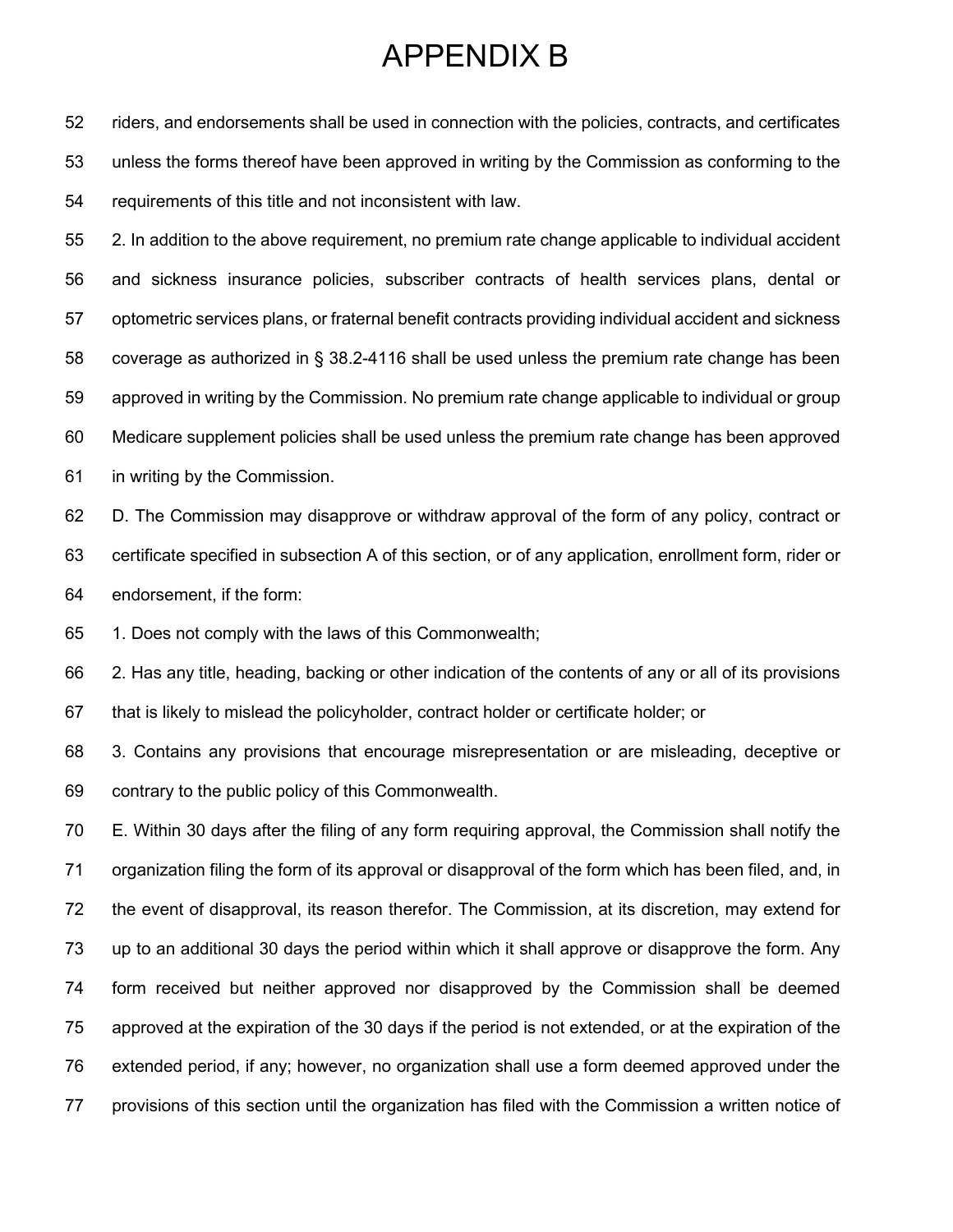# APPENDIX B

riders, and endorsements shall be used in connection with the policies, contracts, and certificates unless the forms thereof have been approved in writing by the Commission as conforming to the requirements of this title and not inconsistent with law.

2. In addition to the above requirement, no premium rate change applicable to individual accident and sickness insurance policies, subscriber contracts of health services plans, dental or optometric services plans, or fraternal benefit contracts providing individual accident and sickness coverage as authorized in § 38.2-4116 shall be used unless the premium rate change has been approved in writing by the Commission. No premium rate change applicable to individual or group Medicare supplement policies shall be used unless the premium rate change has been approved in writing by the Commission.

D. The Commission may disapprove or withdraw approval of the form of any policy, contract or certificate specified in subsection A of this section, or of any application, enrollment form, rider or endorsement, if the form:

1. Does not comply with the laws of this Commonwealth;

2. Has any title, heading, backing or other indication of the contents of any or all of its provisions that is likely to mislead the policyholder, contract holder or certificate holder; or

3. Contains any provisions that encourage misrepresentation or are misleading, deceptive or contrary to the public policy of this Commonwealth.

E. Within 30 days after the filing of any form requiring approval, the Commission shall notify the organization filing the form of its approval or disapproval of the form which has been filed, and, in the event of disapproval, its reason therefor. The Commission, at its discretion, may extend for up to an additional 30 days the period within which it shall approve or disapprove the form. Any form received but neither approved nor disapproved by the Commission shall be deemed approved at the expiration of the 30 days if the period is not extended, or at the expiration of the extended period, if any; however, no organization shall use a form deemed approved under the provisions of this section until the organization has filed with the Commission a written notice of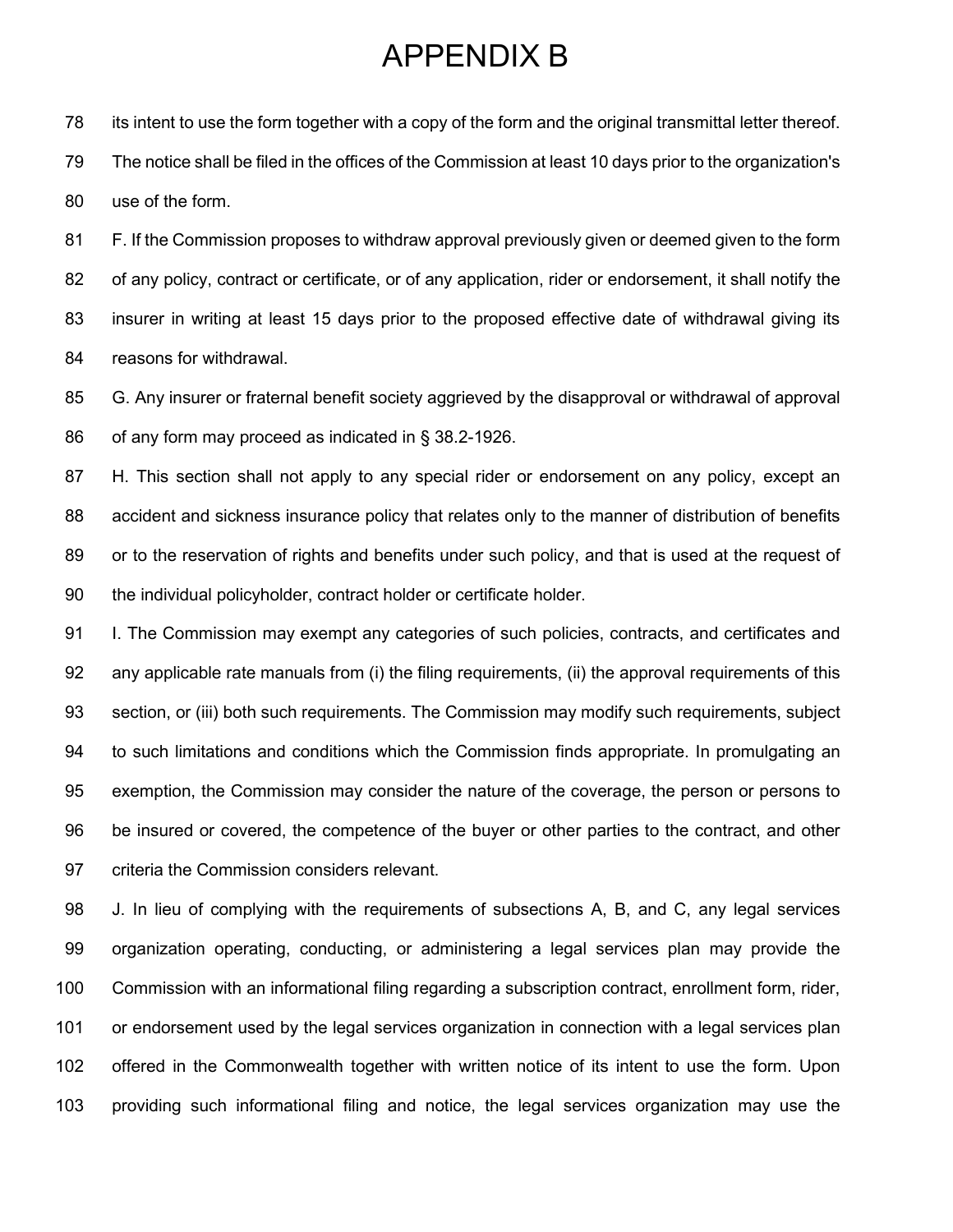# APPENDIX B

its intent to use the form together with a copy of the form and the original transmittal letter thereof. The notice shall be filed in the offices of the Commission at least 10 days prior to the organization's use of the form.

F. If the Commission proposes to withdraw approval previously given or deemed given to the form of any policy, contract or certificate, or of any application, rider or endorsement, it shall notify the insurer in writing at least 15 days prior to the proposed effective date of withdrawal giving its reasons for withdrawal.

G. Any insurer or fraternal benefit society aggrieved by the disapproval or withdrawal of approval of any form may proceed as indicated in § 38.2-1926.

H. This section shall not apply to any special rider or endorsement on any policy, except an accident and sickness insurance policy that relates only to the manner of distribution of benefits or to the reservation of rights and benefits under such policy, and that is used at the request of the individual policyholder, contract holder or certificate holder.

I. The Commission may exempt any categories of such policies, contracts, and certificates and any applicable rate manuals from (i) the filing requirements, (ii) the approval requirements of this section, or (iii) both such requirements. The Commission may modify such requirements, subject to such limitations and conditions which the Commission finds appropriate. In promulgating an exemption, the Commission may consider the nature of the coverage, the person or persons to be insured or covered, the competence of the buyer or other parties to the contract, and other criteria the Commission considers relevant.

J. In lieu of complying with the requirements of subsections A, B, and C, any legal services organization operating, conducting, or administering a legal services plan may provide the Commission with an informational filing regarding a subscription contract, enrollment form, rider, or endorsement used by the legal services organization in connection with a legal services plan offered in the Commonwealth together with written notice of its intent to use the form. Upon providing such informational filing and notice, the legal services organization may use the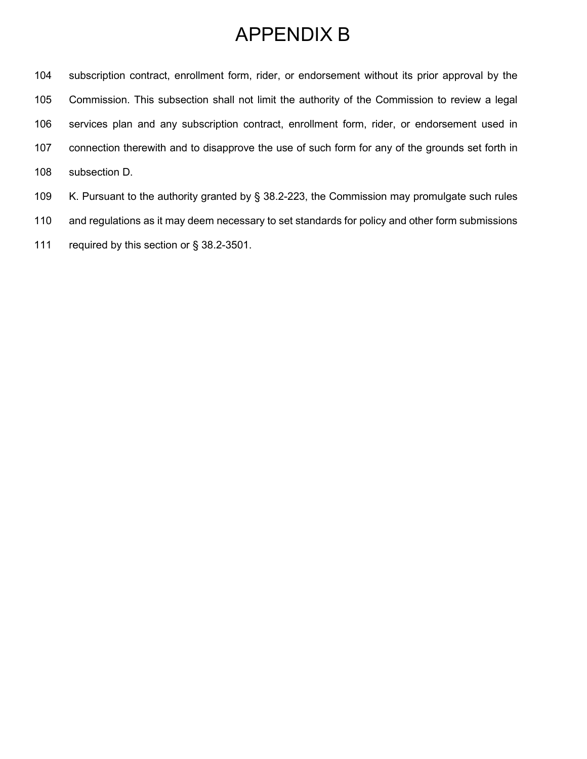# APPENDIX B

subscription contract, enrollment form, rider, or endorsement without its prior approval by the Commission. This subsection shall not limit the authority of the Commission to review a legal services plan and any subscription contract, enrollment form, rider, or endorsement used in connection therewith and to disapprove the use of such form for any of the grounds set forth in subsection D.

K. Pursuant to the authority granted by § 38.2-223, the Commission may promulgate such rules and regulations as it may deem necessary to set standards for policy and other form submissions required by this section or § 38.2-3501.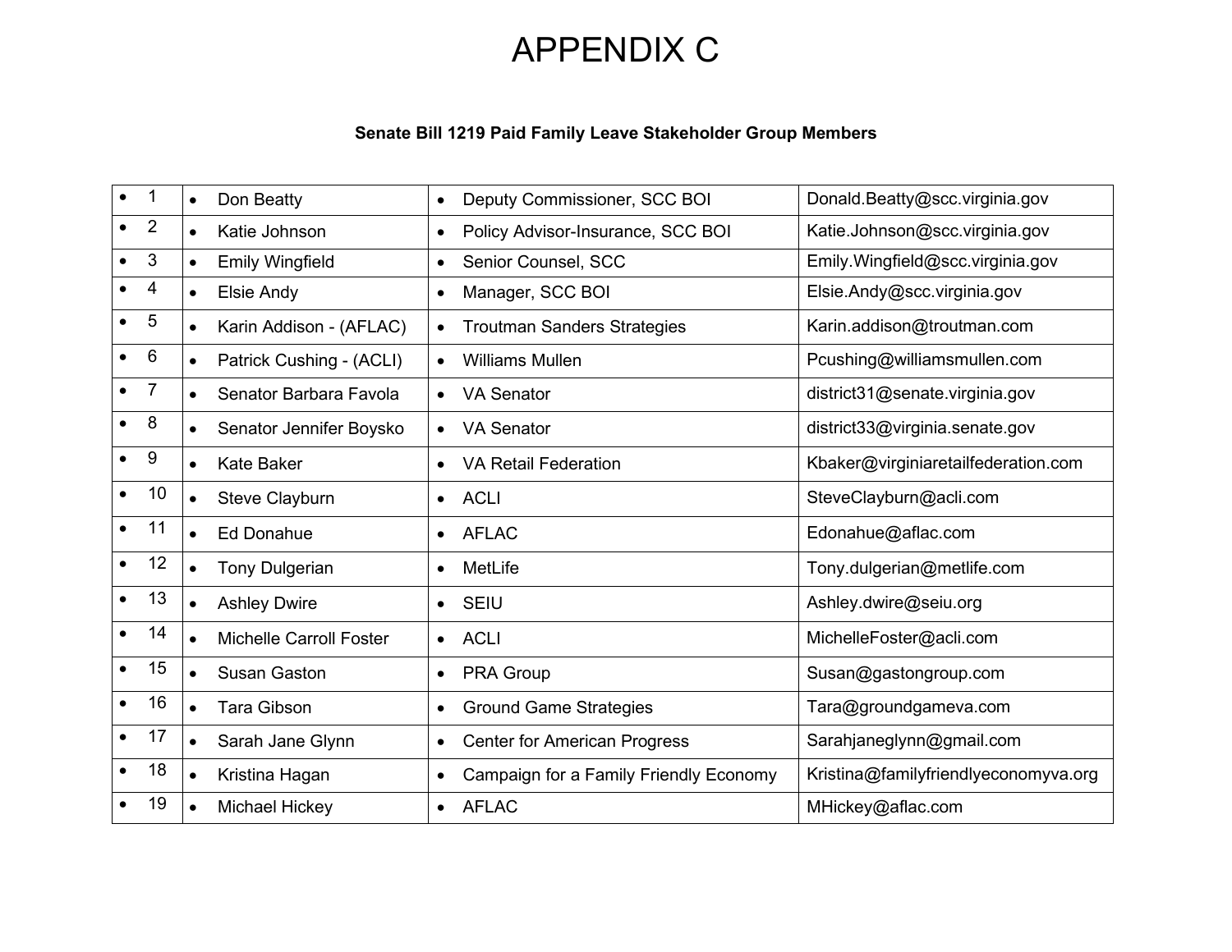# APPENDIX C

**Senate Bill 1219 Paid Family Leave Stakeholder Group Members**

| | | | |
|---|---|---|---|
| 1 | Don Beatty | Deputy Commissioner, SCC BOI | Donald.Beatty@scc.virginia.gov |
| 2 | Katie Johnson | Policy Advisor-Insurance, SCC BOI | Katie.Johnson@scc.virginia.gov |
| 3 | Emily Wingfield | Senior Counsel, SCC | Emily.Wingfield@scc.virginia.gov |
| 4 | Elsie Andy | Manager, SCC BOI | Elsie.Andy@scc.virginia.gov |
| 5 | Karin Addison - (AFLAC) | Troutman Sanders Strategies | Karin.addison@troutman.com |
| 6 | Patrick Cushing - (ACLI) | Williams Mullen | Pcushing@williamsmullen.com |
| 7 | Senator Barbara Favola | VA Senator | district31@senate.virginia.gov |
| 8 | Senator Jennifer Boysko | VA Senator | district33@virginia.senate.gov |
| 9 | Kate Baker | VA Retail Federation | Kbaker@virginiaretailfederation.com |
| 10 | Steve Clayburn | ACLI | SteveClayburn@acli.com |
| 11 | Ed Donahue | AFLAC | Edonahue@aflac.com |
| 12 | Tony Dulgerian | MetLife | Tony.dulgerian@metlife.com |
| 13 | Ashley Dwire | SEIU | Ashley.dwire@seiu.org |
| 14 | Michelle Carroll Foster | ACLI | MichelleFoster@acli.com |
| 15 | Susan Gaston | PRA Group | Susan@gastongroup.com |
| 16 | Tara Gibson | Ground Game Strategies | Tara@groundgameva.com |
| 17 | Sarah Jane Glynn | Center for American Progress | Sarahjaneglynn@gmail.com |
| 18 | Kristina Hagan | Campaign for a Family Friendly Economy | Kristina@familyfriendlyeconomyva.org |
| 19 | Michael Hickey | AFLAC | MHickey@aflac.com |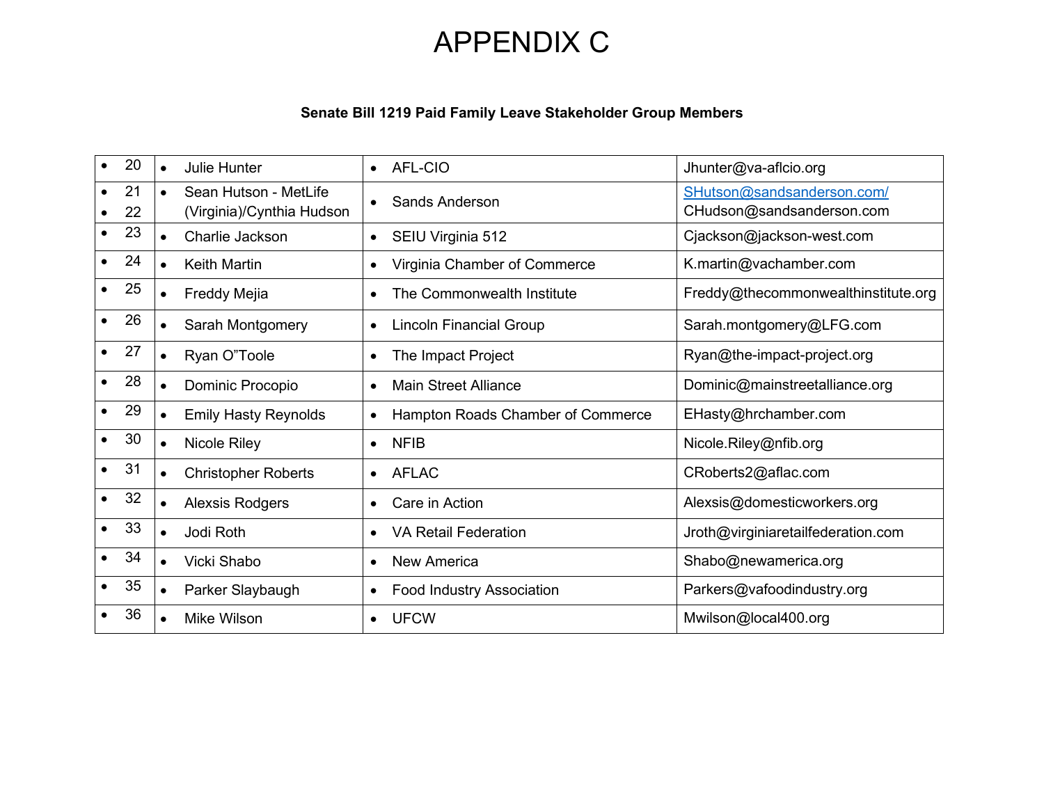# APPENDIX C

**Senate Bill 1219 Paid Family Leave Stakeholder Group Members**

| | | | |
|---|---|---|---|
| • 20 | • Julie Hunter | • AFL-CIO | Jhunter@va-aflcio.org |
| • 21<br>• 22 | • Sean Hutson - MetLife (Virginia)/Cynthia Hudson | • Sands Anderson | SHutson@sandsanderson.com/<br>CHudson@sandsanderson.com |
| • 23 | • Charlie Jackson | • SEIU Virginia 512 | Cjackson@jackson-west.com |
| • 24 | • Keith Martin | • Virginia Chamber of Commerce | K.martin@vachamber.com |
| • 25 | • Freddy Mejia | • The Commonwealth Institute | Freddy@thecommonwealthinstitute.org |
| • 26 | • Sarah Montgomery | • Lincoln Financial Group | Sarah.montgomery@LFG.com |
| • 27 | • Ryan O"Toole | • The Impact Project | Ryan@the-impact-project.org |
| • 28 | • Dominic Procopio | • Main Street Alliance | Dominic@mainstreetalliance.org |
| • 29 | • Emily Hasty Reynolds | • Hampton Roads Chamber of Commerce | EHasty@hrchamber.com |
| • 30 | • Nicole Riley | • NFIB | Nicole.Riley@nfib.org |
| • 31 | • Christopher Roberts | • AFLAC | CRoberts2@aflac.com |
| • 32 | • Alexsis Rodgers | • Care in Action | Alexsis@domesticworkers.org |
| • 33 | • Jodi Roth | • VA Retail Federation | Jroth@virginiaretailfederation.com |
| • 34 | • Vicki Shabo | • New America | Shabo@newamerica.org |
| • 35 | • Parker Slaybaugh | • Food Industry Association | Parkers@vafoodindustry.org |
| • 36 | • Mike Wilson | • UFCW | Mwilson@local400.org |